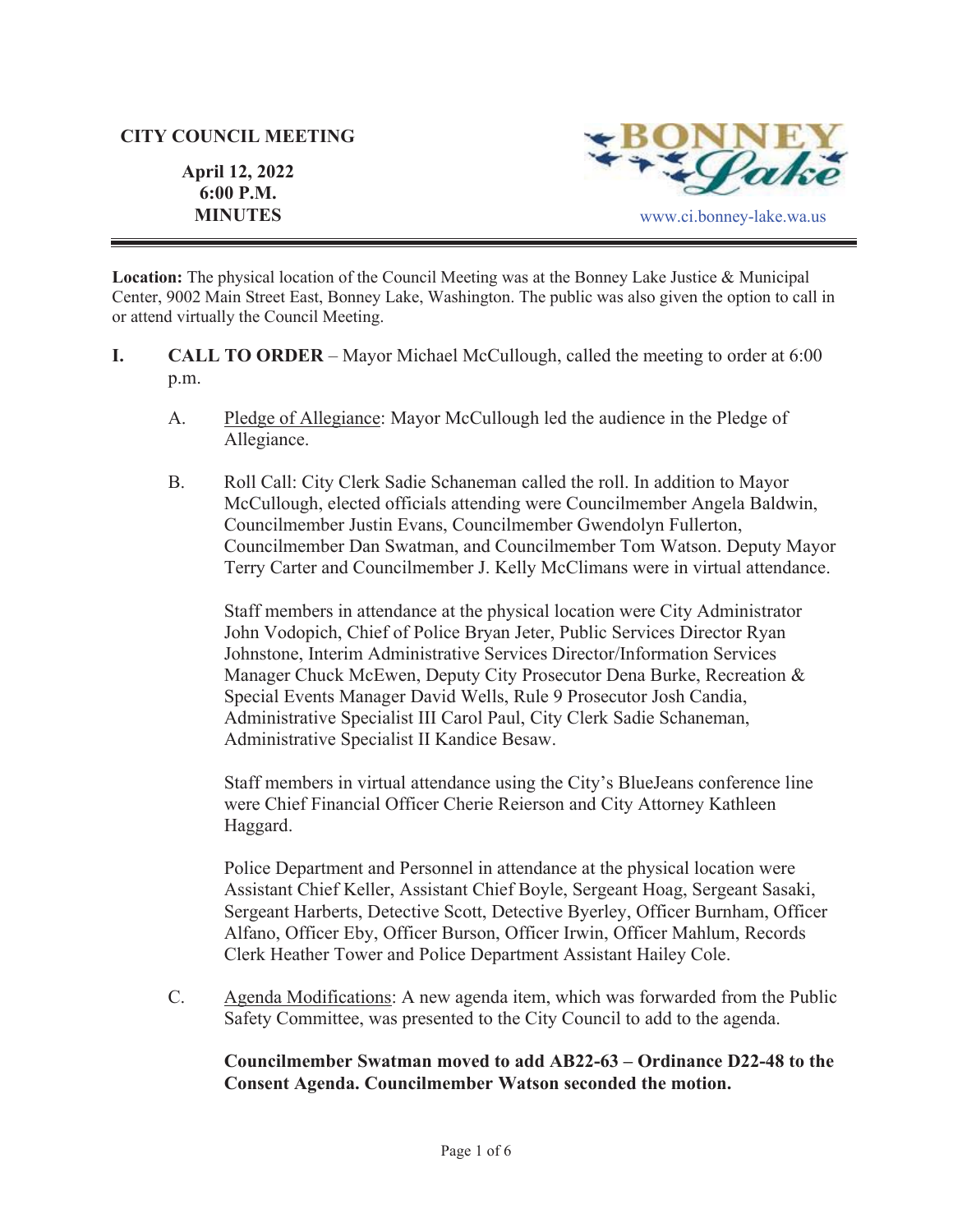**CITY COUNCIL MEETING**

**April 12, 2022**
**6:00 P.M.**
**MINUTES**

BONNEY Lake

www.ci.bonney-lake.wa.us

---

**Location:** The physical location of the Council Meeting was at the Bonney Lake Justice & Municipal Center, 9002 Main Street East, Bonney Lake, Washington. The public was also given the option to call in or attend virtually the Council Meeting.

**I. CALL TO ORDER** – Mayor Michael McCullough, called the meeting to order at 6:00 p.m.

A. Pledge of Allegiance: Mayor McCullough led the audience in the Pledge of Allegiance.

B. Roll Call: City Clerk Sadie Schaneman called the roll. In addition to Mayor McCullough, elected officials attending were Councilmember Angela Baldwin, Councilmember Justin Evans, Councilmember Gwendolyn Fullerton, Councilmember Dan Swatman, and Councilmember Tom Watson. Deputy Mayor Terry Carter and Councilmember J. Kelly McClimans were in virtual attendance.

Staff members in attendance at the physical location were City Administrator John Vodopich, Chief of Police Bryan Jeter, Public Services Director Ryan Johnstone, Interim Administrative Services Director/Information Services Manager Chuck McEwen, Deputy City Prosecutor Dena Burke, Recreation & Special Events Manager David Wells, Rule 9 Prosecutor Josh Candia, Administrative Specialist III Carol Paul, City Clerk Sadie Schaneman, Administrative Specialist II Kandice Besaw.

Staff members in virtual attendance using the City's BlueJeans conference line were Chief Financial Officer Cherie Reierson and City Attorney Kathleen Haggard.

Police Department and Personnel in attendance at the physical location were Assistant Chief Keller, Assistant Chief Boyle, Sergeant Hoag, Sergeant Sasaki, Sergeant Harberts, Detective Scott, Detective Byerley, Officer Burnham, Officer Alfano, Officer Eby, Officer Burson, Officer Irwin, Officer Mahlum, Records Clerk Heather Tower and Police Department Assistant Hailey Cole.

C. Agenda Modifications: A new agenda item, which was forwarded from the Public Safety Committee, was presented to the City Council to add to the agenda.

**Councilmember Swatman moved to add AB22-63 – Ordinance D22-48 to the Consent Agenda. Councilmember Watson seconded the motion.**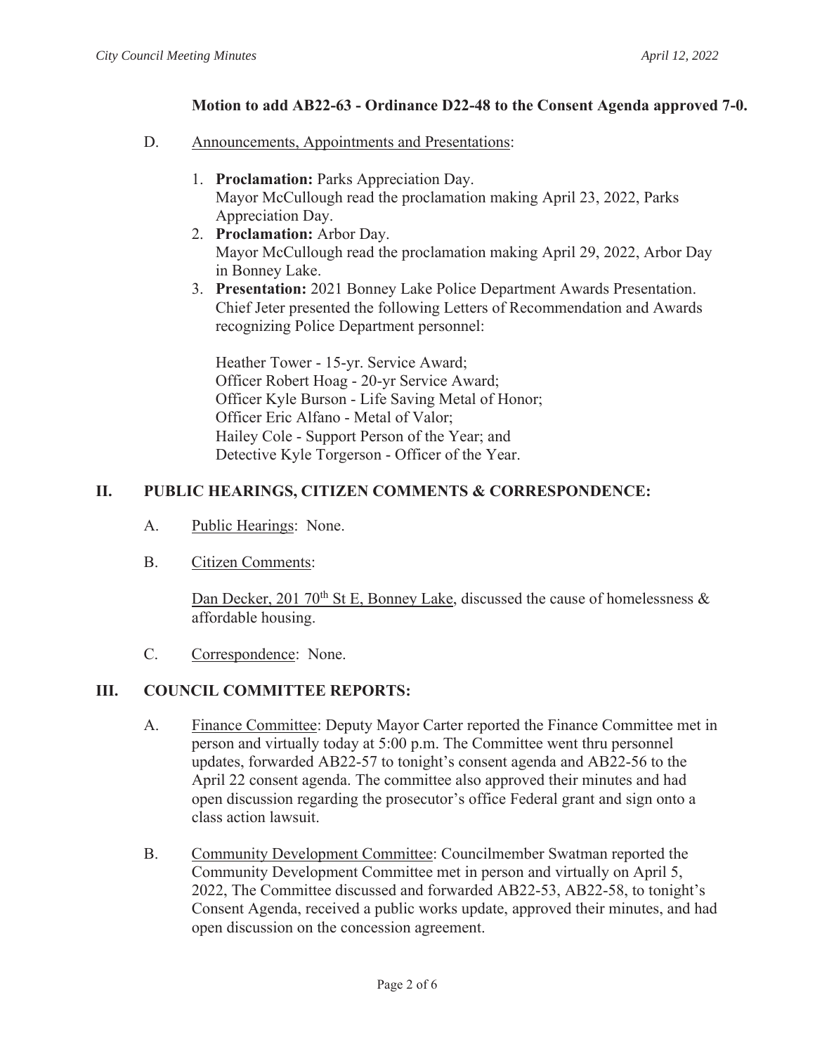**Motion to add AB22-63 - Ordinance D22-48 to the Consent Agenda approved 7-0.**

D. Announcements, Appointments and Presentations:

1. **Proclamation:** Parks Appreciation Day.
   Mayor McCullough read the proclamation making April 23, 2022, Parks Appreciation Day.
2. **Proclamation:** Arbor Day.
   Mayor McCullough read the proclamation making April 29, 2022, Arbor Day in Bonney Lake.
3. **Presentation:** 2021 Bonney Lake Police Department Awards Presentation.
   Chief Jeter presented the following Letters of Recommendation and Awards recognizing Police Department personnel:

   Heather Tower - 15-yr. Service Award;
   Officer Robert Hoag - 20-yr Service Award;
   Officer Kyle Burson - Life Saving Metal of Honor;
   Officer Eric Alfano - Metal of Valor;
   Hailey Cole - Support Person of the Year; and
   Detective Kyle Torgerson - Officer of the Year.

## II. PUBLIC HEARINGS, CITIZEN COMMENTS & CORRESPONDENCE:

A. Public Hearings: None.

B. Citizen Comments:

Dan Decker, 201 70th St E, Bonney Lake, discussed the cause of homelessness & affordable housing.

C. Correspondence: None.

## III. COUNCIL COMMITTEE REPORTS:

A. Finance Committee: Deputy Mayor Carter reported the Finance Committee met in person and virtually today at 5:00 p.m. The Committee went thru personnel updates, forwarded AB22-57 to tonight's consent agenda and AB22-56 to the April 22 consent agenda. The committee also approved their minutes and had open discussion regarding the prosecutor's office Federal grant and sign onto a class action lawsuit.

B. Community Development Committee: Councilmember Swatman reported the Community Development Committee met in person and virtually on April 5, 2022, The Committee discussed and forwarded AB22-53, AB22-58, to tonight's Consent Agenda, received a public works update, approved their minutes, and had open discussion on the concession agreement.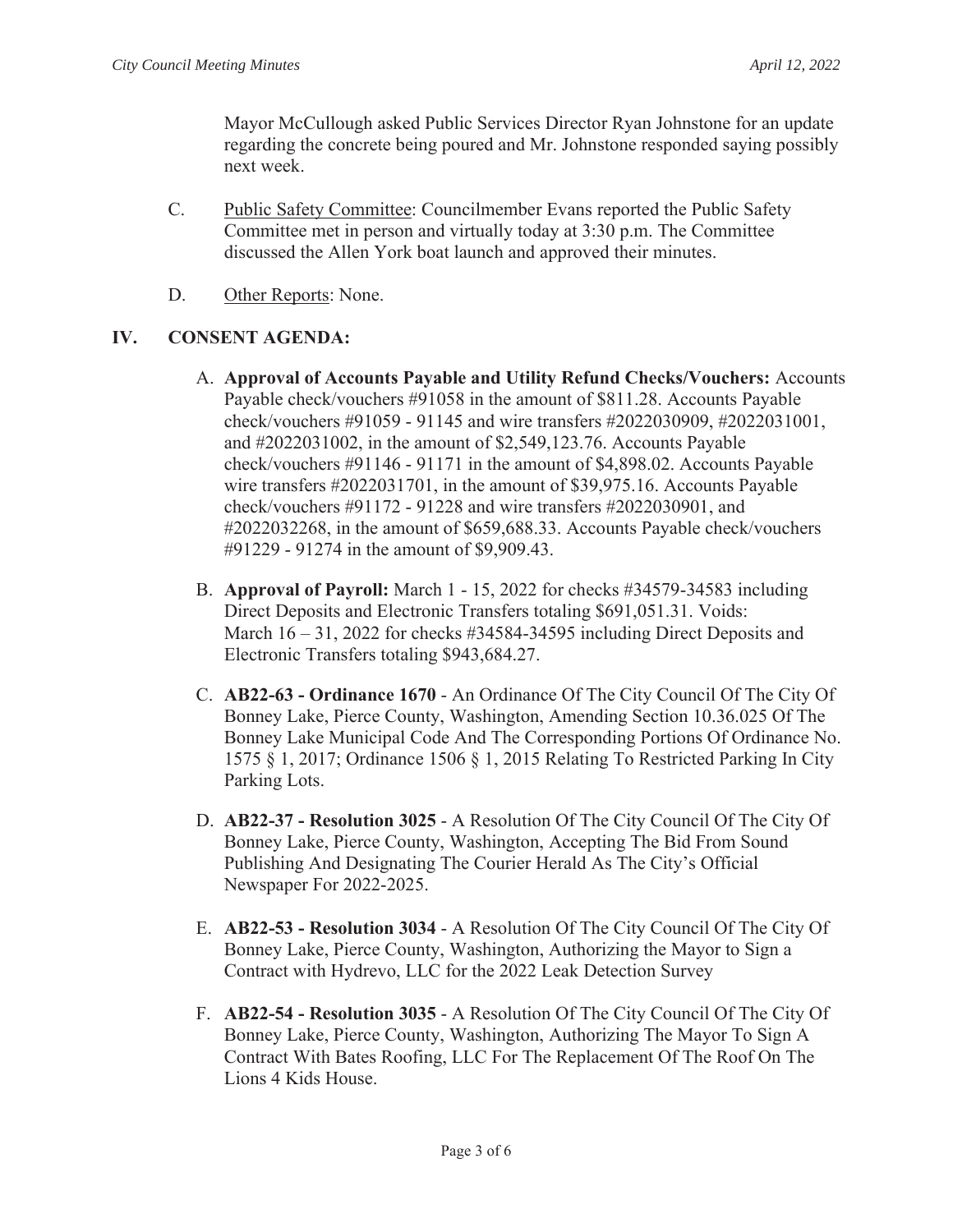Mayor McCullough asked Public Services Director Ryan Johnstone for an update regarding the concrete being poured and Mr. Johnstone responded saying possibly next week.

C. Public Safety Committee: Councilmember Evans reported the Public Safety Committee met in person and virtually today at 3:30 p.m. The Committee discussed the Allen York boat launch and approved their minutes.

D. Other Reports: None.

## IV. CONSENT AGENDA:

A. **Approval of Accounts Payable and Utility Refund Checks/Vouchers:** Accounts Payable check/vouchers #91058 in the amount of $811.28. Accounts Payable check/vouchers #91059 - 91145 and wire transfers #2022030909, #2022031001, and #2022031002, in the amount of $2,549,123.76. Accounts Payable check/vouchers #91146 - 91171 in the amount of $4,898.02. Accounts Payable wire transfers #2022031701, in the amount of $39,975.16. Accounts Payable check/vouchers #91172 - 91228 and wire transfers #2022030901, and #2022032268, in the amount of $659,688.33. Accounts Payable check/vouchers #91229 - 91274 in the amount of $9,909.43.

B. **Approval of Payroll:** March 1 - 15, 2022 for checks #34579-34583 including Direct Deposits and Electronic Transfers totaling $691,051.31. Voids: March 16 – 31, 2022 for checks #34584-34595 including Direct Deposits and Electronic Transfers totaling $943,684.27.

C. **AB22-63 - Ordinance 1670** - An Ordinance Of The City Council Of The City Of Bonney Lake, Pierce County, Washington, Amending Section 10.36.025 Of The Bonney Lake Municipal Code And The Corresponding Portions Of Ordinance No. 1575 § 1, 2017; Ordinance 1506 § 1, 2015 Relating To Restricted Parking In City Parking Lots.

D. **AB22-37 - Resolution 3025** - A Resolution Of The City Council Of The City Of Bonney Lake, Pierce County, Washington, Accepting The Bid From Sound Publishing And Designating The Courier Herald As The City's Official Newspaper For 2022-2025.

E. **AB22-53 - Resolution 3034** - A Resolution Of The City Council Of The City Of Bonney Lake, Pierce County, Washington, Authorizing the Mayor to Sign a Contract with Hydrevo, LLC for the 2022 Leak Detection Survey

F. **AB22-54 - Resolution 3035** - A Resolution Of The City Council Of The City Of Bonney Lake, Pierce County, Washington, Authorizing The Mayor To Sign A Contract With Bates Roofing, LLC For The Replacement Of The Roof On The Lions 4 Kids House.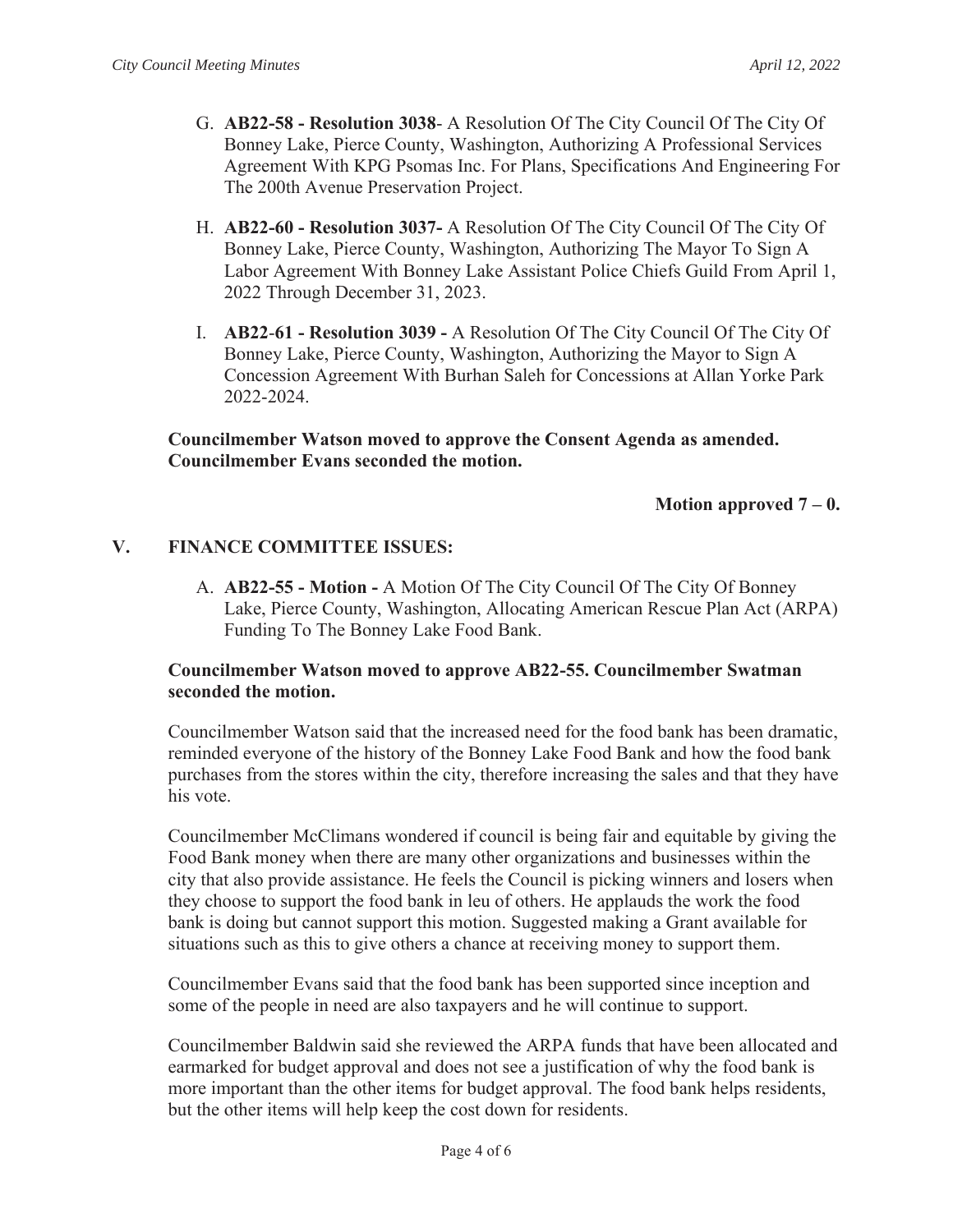G. **AB22-58 - Resolution 3038**- A Resolution Of The City Council Of The City Of Bonney Lake, Pierce County, Washington, Authorizing A Professional Services Agreement With KPG Psomas Inc. For Plans, Specifications And Engineering For The 200th Avenue Preservation Project.

H. **AB22-60 - Resolution 3037-** A Resolution Of The City Council Of The City Of Bonney Lake, Pierce County, Washington, Authorizing The Mayor To Sign A Labor Agreement With Bonney Lake Assistant Police Chiefs Guild From April 1, 2022 Through December 31, 2023.

I. **AB22-61 - Resolution 3039 -** A Resolution Of The City Council Of The City Of Bonney Lake, Pierce County, Washington, Authorizing the Mayor to Sign A Concession Agreement With Burhan Saleh for Concessions at Allan Yorke Park 2022-2024.

**Councilmember Watson moved to approve the Consent Agenda as amended. Councilmember Evans seconded the motion.**

**Motion approved 7 – 0.**

## V. FINANCE COMMITTEE ISSUES:

A. **AB22-55 - Motion -** A Motion Of The City Council Of The City Of Bonney Lake, Pierce County, Washington, Allocating American Rescue Plan Act (ARPA) Funding To The Bonney Lake Food Bank.

**Councilmember Watson moved to approve AB22-55. Councilmember Swatman seconded the motion.**

Councilmember Watson said that the increased need for the food bank has been dramatic, reminded everyone of the history of the Bonney Lake Food Bank and how the food bank purchases from the stores within the city, therefore increasing the sales and that they have his vote.

Councilmember McClimans wondered if council is being fair and equitable by giving the Food Bank money when there are many other organizations and businesses within the city that also provide assistance. He feels the Council is picking winners and losers when they choose to support the food bank in leu of others. He applauds the work the food bank is doing but cannot support this motion. Suggested making a Grant available for situations such as this to give others a chance at receiving money to support them.

Councilmember Evans said that the food bank has been supported since inception and some of the people in need are also taxpayers and he will continue to support.

Councilmember Baldwin said she reviewed the ARPA funds that have been allocated and earmarked for budget approval and does not see a justification of why the food bank is more important than the other items for budget approval. The food bank helps residents, but the other items will help keep the cost down for residents.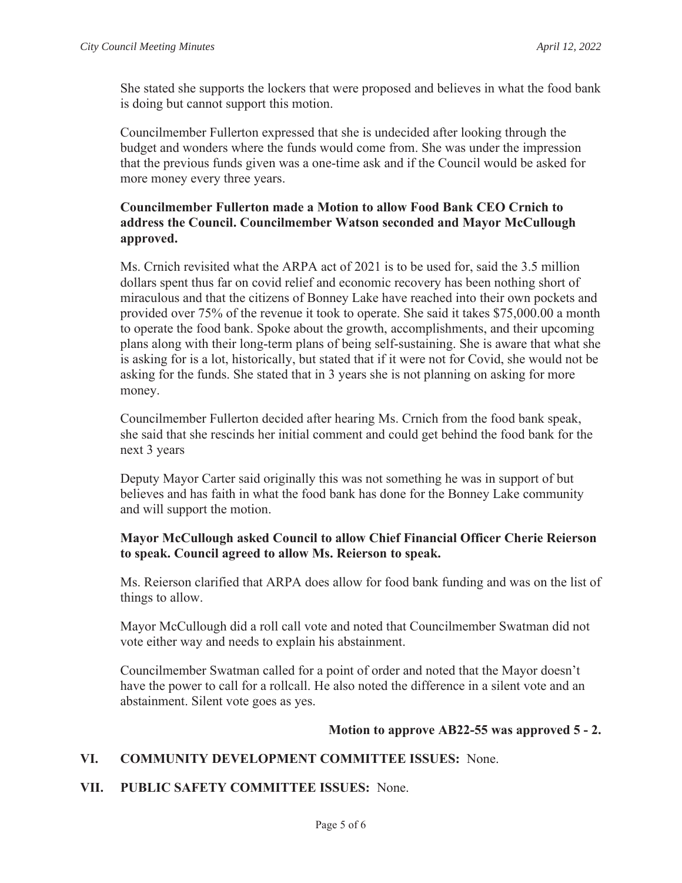She stated she supports the lockers that were proposed and believes in what the food bank is doing but cannot support this motion.

Councilmember Fullerton expressed that she is undecided after looking through the budget and wonders where the funds would come from. She was under the impression that the previous funds given was a one-time ask and if the Council would be asked for more money every three years.

**Councilmember Fullerton made a Motion to allow Food Bank CEO Crnich to address the Council. Councilmember Watson seconded and Mayor McCullough approved.**

Ms. Crnich revisited what the ARPA act of 2021 is to be used for, said the 3.5 million dollars spent thus far on covid relief and economic recovery has been nothing short of miraculous and that the citizens of Bonney Lake have reached into their own pockets and provided over 75% of the revenue it took to operate. She said it takes $75,000.00 a month to operate the food bank. Spoke about the growth, accomplishments, and their upcoming plans along with their long-term plans of being self-sustaining. She is aware that what she is asking for is a lot, historically, but stated that if it were not for Covid, she would not be asking for the funds. She stated that in 3 years she is not planning on asking for more money.

Councilmember Fullerton decided after hearing Ms. Crnich from the food bank speak, she said that she rescinds her initial comment and could get behind the food bank for the next 3 years

Deputy Mayor Carter said originally this was not something he was in support of but believes and has faith in what the food bank has done for the Bonney Lake community and will support the motion.

**Mayor McCullough asked Council to allow Chief Financial Officer Cherie Reierson to speak. Council agreed to allow Ms. Reierson to speak.**

Ms. Reierson clarified that ARPA does allow for food bank funding and was on the list of things to allow.

Mayor McCullough did a roll call vote and noted that Councilmember Swatman did not vote either way and needs to explain his abstainment.

Councilmember Swatman called for a point of order and noted that the Mayor doesn't have the power to call for a rollcall. He also noted the difference in a silent vote and an abstainment. Silent vote goes as yes.

**Motion to approve AB22-55 was approved 5 - 2.**

## VI. COMMUNITY DEVELOPMENT COMMITTEE ISSUES: None.

## VII. PUBLIC SAFETY COMMITTEE ISSUES: None.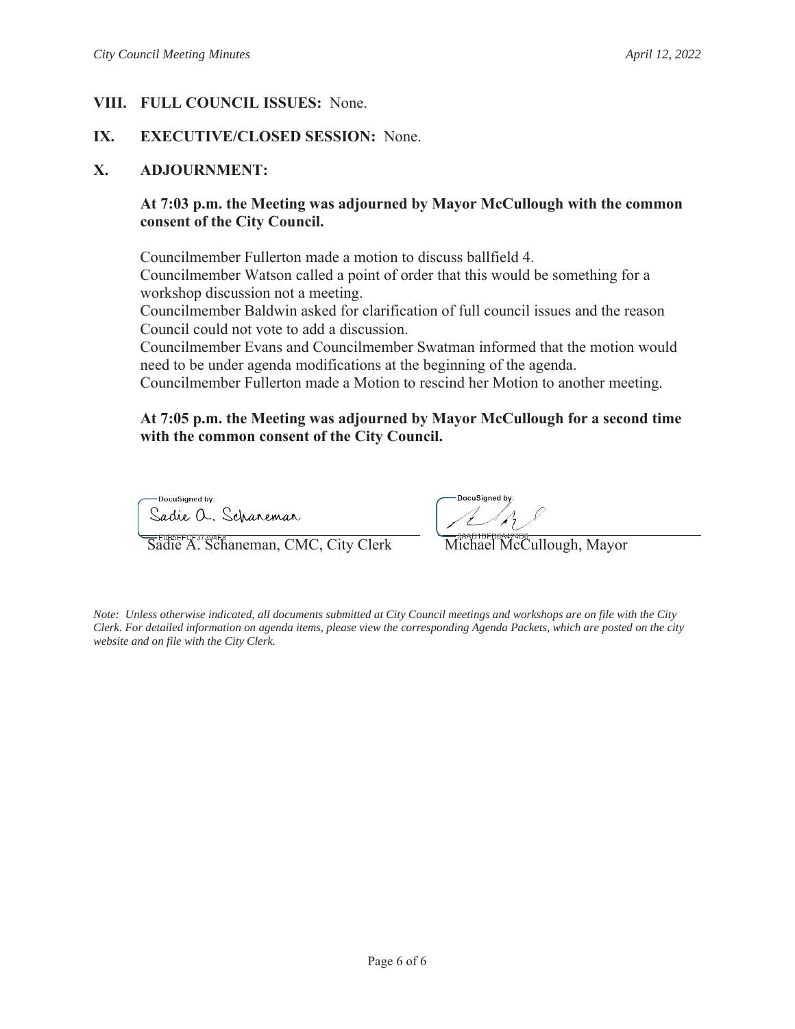## VIII. FULL COUNCIL ISSUES: None.

## IX. EXECUTIVE/CLOSED SESSION: None.

## X. ADJOURNMENT:

**At 7:03 p.m. the Meeting was adjourned by Mayor McCullough with the common consent of the City Council.**

Councilmember Fullerton made a motion to discuss ballfield 4.
Councilmember Watson called a point of order that this would be something for a workshop discussion not a meeting.
Councilmember Baldwin asked for clarification of full council issues and the reason Council could not vote to add a discussion.
Councilmember Evans and Councilmember Swatman informed that the motion would need to be under agenda modifications at the beginning of the agenda.
Councilmember Fullerton made a Motion to rescind her Motion to another meeting.

**At 7:05 p.m. the Meeting was adjourned by Mayor McCullough for a second time with the common consent of the City Council.**

DocuSigned by:
Sadie A. Schaneman
E0B5EFCF37394F8
Sadie A. Schaneman, CMC, City Clerk

DocuSigned by:
3AAD1DED8A424D8
Michael McCullough, Mayor

*Note: Unless otherwise indicated, all documents submitted at City Council meetings and workshops are on file with the City Clerk. For detailed information on agenda items, please view the corresponding Agenda Packets, which are posted on the city website and on file with the City Clerk.*